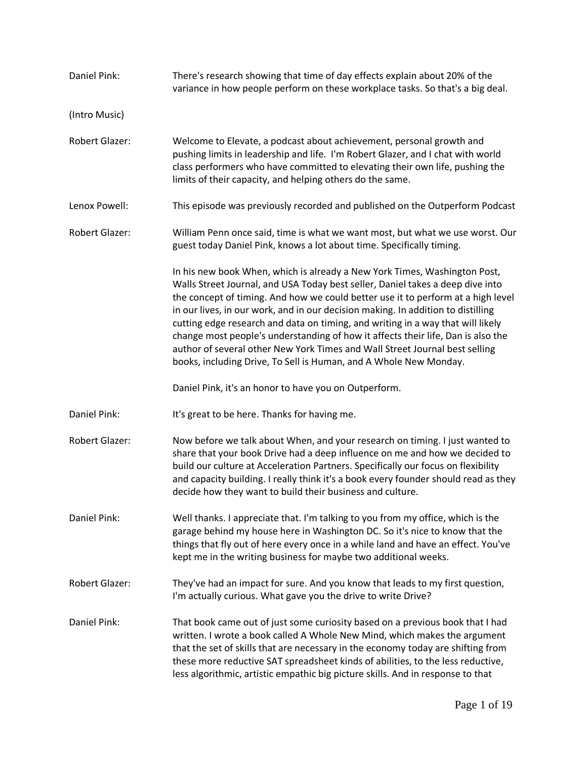**Daniel Pink:** There's research showing that time of day effects explain about 20% of the variance in how people perform on these workplace tasks. So that's a big deal.

(Intro Music)

**Robert Glazer:** Welcome to Elevate, a podcast about achievement, personal growth and pushing limits in leadership and life. I'm Robert Glazer, and I chat with world class performers who have committed to elevating their own life, pushing the limits of their capacity, and helping others do the same.

**Lenox Powell:** This episode was previously recorded and published on the Outperform Podcast

**Robert Glazer:** William Penn once said, time is what we want most, but what we use worst. Our guest today Daniel Pink, knows a lot about time. Specifically timing.

In his new book When, which is already a New York Times, Washington Post, Walls Street Journal, and USA Today best seller, Daniel takes a deep dive into the concept of timing. And how we could better use it to perform at a high level in our lives, in our work, and in our decision making. In addition to distilling cutting edge research and data on timing, and writing in a way that will likely change most people's understanding of how it affects their life, Dan is also the author of several other New York Times and Wall Street Journal best selling books, including Drive, To Sell is Human, and A Whole New Monday.

Daniel Pink, it's an honor to have you on Outperform.

**Daniel Pink:** It's great to be here. Thanks for having me.

**Robert Glazer:** Now before we talk about When, and your research on timing. I just wanted to share that your book Drive had a deep influence on me and how we decided to build our culture at Acceleration Partners. Specifically our focus on flexibility and capacity building. I really think it's a book every founder should read as they decide how they want to build their business and culture.

**Daniel Pink:** Well thanks. I appreciate that. I'm talking to you from my office, which is the garage behind my house here in Washington DC. So it's nice to know that the things that fly out of here every once in a while land and have an effect. You've kept me in the writing business for maybe two additional weeks.

**Robert Glazer:** They've had an impact for sure. And you know that leads to my first question, I'm actually curious. What gave you the drive to write Drive?

**Daniel Pink:** That book came out of just some curiosity based on a previous book that I had written. I wrote a book called A Whole New Mind, which makes the argument that the set of skills that are necessary in the economy today are shifting from these more reductive SAT spreadsheet kinds of abilities, to the less reductive, less algorithmic, artistic empathic big picture skills. And in response to that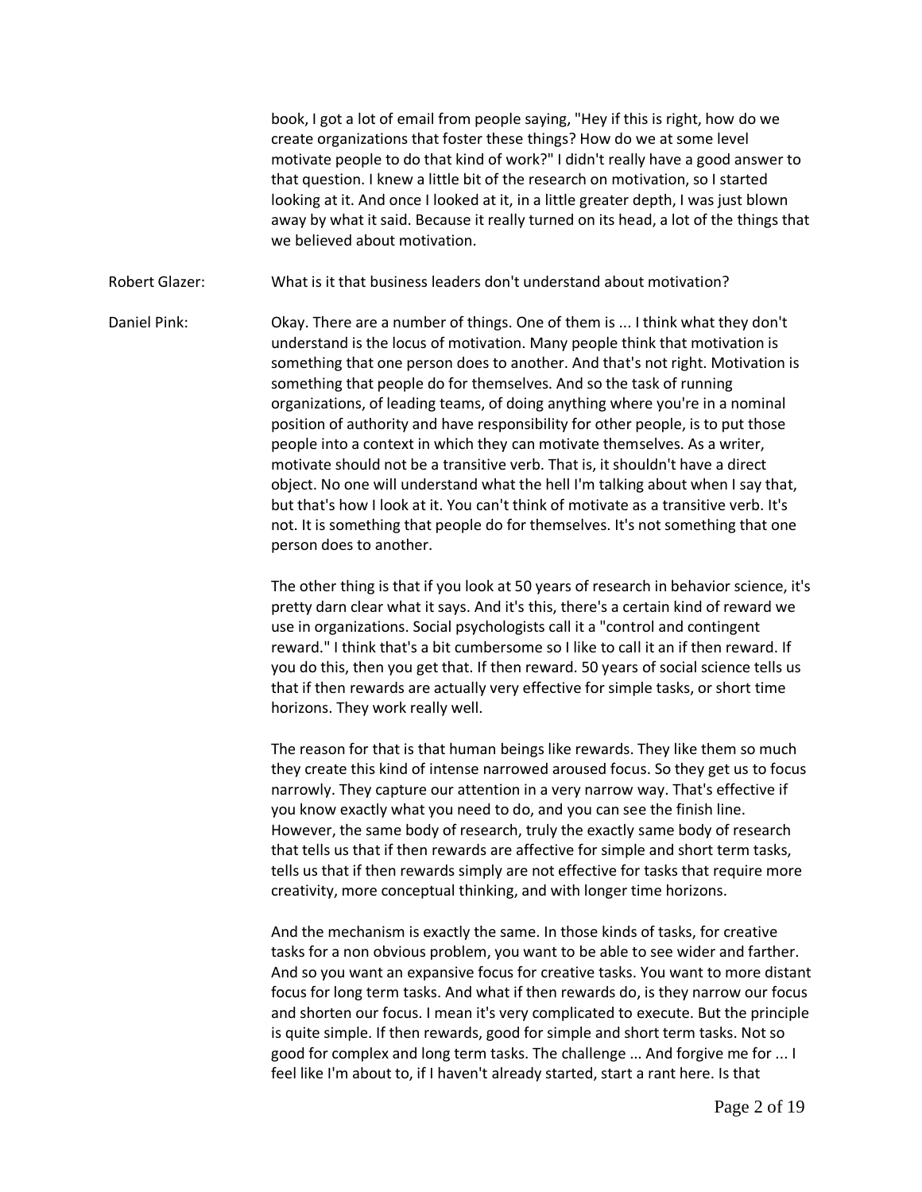book, I got a lot of email from people saying, "Hey if this is right, how do we create organizations that foster these things? How do we at some level motivate people to do that kind of work?" I didn't really have a good answer to that question. I knew a little bit of the research on motivation, so I started looking at it. And once I looked at it, in a little greater depth, I was just blown away by what it said. Because it really turned on its head, a lot of the things that we believed about motivation.

Robert Glazer: What is it that business leaders don't understand about motivation?

Daniel Pink: Okay. There are a number of things. One of them is ... I think what they don't understand is the locus of motivation. Many people think that motivation is something that one person does to another. And that's not right. Motivation is something that people do for themselves. And so the task of running organizations, of leading teams, of doing anything where you're in a nominal position of authority and have responsibility for other people, is to put those people into a context in which they can motivate themselves. As a writer, motivate should not be a transitive verb. That is, it shouldn't have a direct object. No one will understand what the hell I'm talking about when I say that, but that's how I look at it. You can't think of motivate as a transitive verb. It's not. It is something that people do for themselves. It's not something that one person does to another.

The other thing is that if you look at 50 years of research in behavior science, it's pretty darn clear what it says. And it's this, there's a certain kind of reward we use in organizations. Social psychologists call it a "control and contingent reward." I think that's a bit cumbersome so I like to call it an if then reward. If you do this, then you get that. If then reward. 50 years of social science tells us that if then rewards are actually very effective for simple tasks, or short time horizons. They work really well.

The reason for that is that human beings like rewards. They like them so much they create this kind of intense narrowed aroused focus. So they get us to focus narrowly. They capture our attention in a very narrow way. That's effective if you know exactly what you need to do, and you can see the finish line. However, the same body of research, truly the exactly same body of research that tells us that if then rewards are affective for simple and short term tasks, tells us that if then rewards simply are not effective for tasks that require more creativity, more conceptual thinking, and with longer time horizons.

And the mechanism is exactly the same. In those kinds of tasks, for creative tasks for a non obvious problem, you want to be able to see wider and farther. And so you want an expansive focus for creative tasks. You want to more distant focus for long term tasks. And what if then rewards do, is they narrow our focus and shorten our focus. I mean it's very complicated to execute. But the principle is quite simple. If then rewards, good for simple and short term tasks. Not so good for complex and long term tasks. The challenge ... And forgive me for ... I feel like I'm about to, if I haven't already started, start a rant here. Is that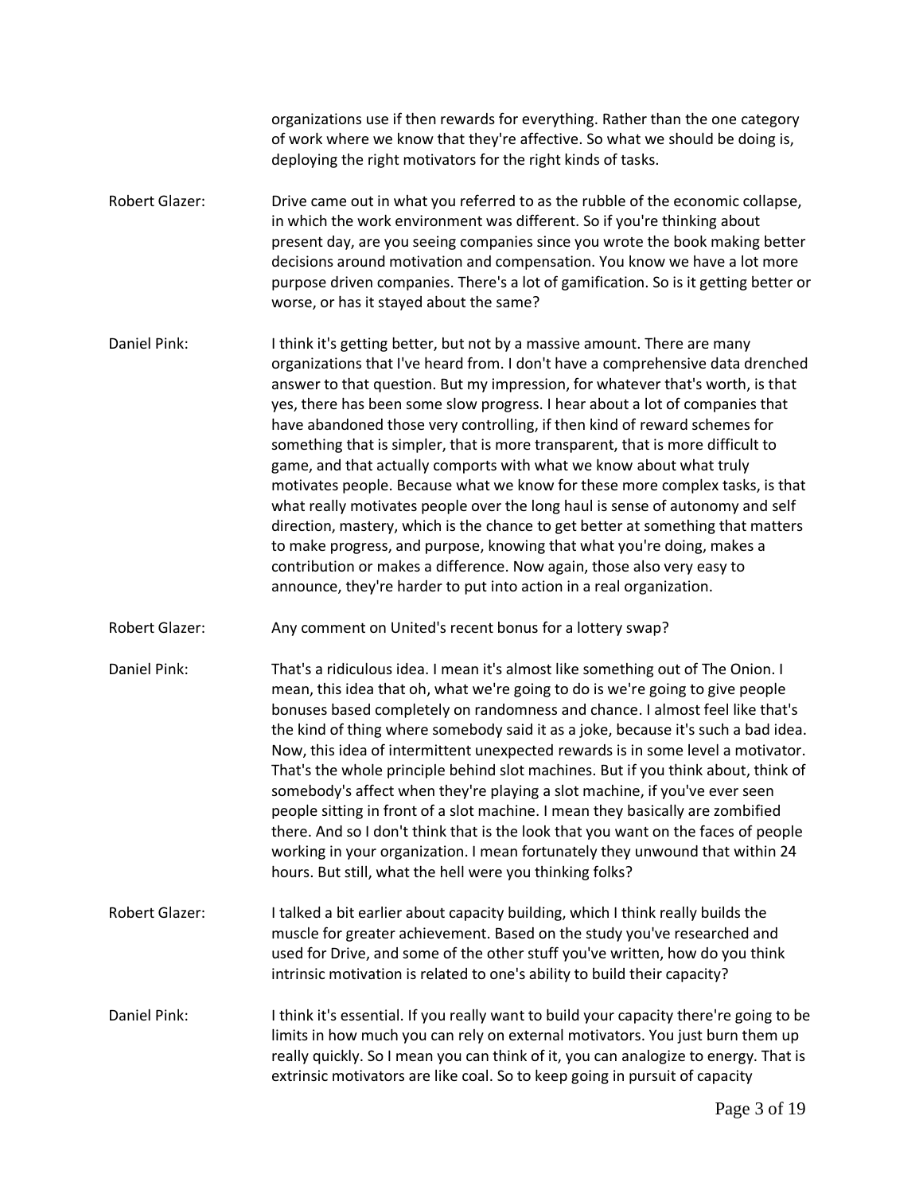organizations use if then rewards for everything. Rather than the one category of work where we know that they're affective. So what we should be doing is, deploying the right motivators for the right kinds of tasks.

Robert Glazer: Drive came out in what you referred to as the rubble of the economic collapse, in which the work environment was different. So if you're thinking about present day, are you seeing companies since you wrote the book making better decisions around motivation and compensation. You know we have a lot more purpose driven companies. There's a lot of gamification. So is it getting better or worse, or has it stayed about the same?

Daniel Pink: I think it's getting better, but not by a massive amount. There are many organizations that I've heard from. I don't have a comprehensive data drenched answer to that question. But my impression, for whatever that's worth, is that yes, there has been some slow progress. I hear about a lot of companies that have abandoned those very controlling, if then kind of reward schemes for something that is simpler, that is more transparent, that is more difficult to game, and that actually comports with what we know about what truly motivates people. Because what we know for these more complex tasks, is that what really motivates people over the long haul is sense of autonomy and self direction, mastery, which is the chance to get better at something that matters to make progress, and purpose, knowing that what you're doing, makes a contribution or makes a difference. Now again, those also very easy to announce, they're harder to put into action in a real organization.

Robert Glazer: Any comment on United's recent bonus for a lottery swap?

Daniel Pink: That's a ridiculous idea. I mean it's almost like something out of The Onion. I mean, this idea that oh, what we're going to do is we're going to give people bonuses based completely on randomness and chance. I almost feel like that's the kind of thing where somebody said it as a joke, because it's such a bad idea. Now, this idea of intermittent unexpected rewards is in some level a motivator. That's the whole principle behind slot machines. But if you think about, think of somebody's affect when they're playing a slot machine, if you've ever seen people sitting in front of a slot machine. I mean they basically are zombified there. And so I don't think that is the look that you want on the faces of people working in your organization. I mean fortunately they unwound that within 24 hours. But still, what the hell were you thinking folks?

Robert Glazer: I talked a bit earlier about capacity building, which I think really builds the muscle for greater achievement. Based on the study you've researched and used for Drive, and some of the other stuff you've written, how do you think intrinsic motivation is related to one's ability to build their capacity?

Daniel Pink: I think it's essential. If you really want to build your capacity there're going to be limits in how much you can rely on external motivators. You just burn them up really quickly. So I mean you can think of it, you can analogize to energy. That is extrinsic motivators are like coal. So to keep going in pursuit of capacity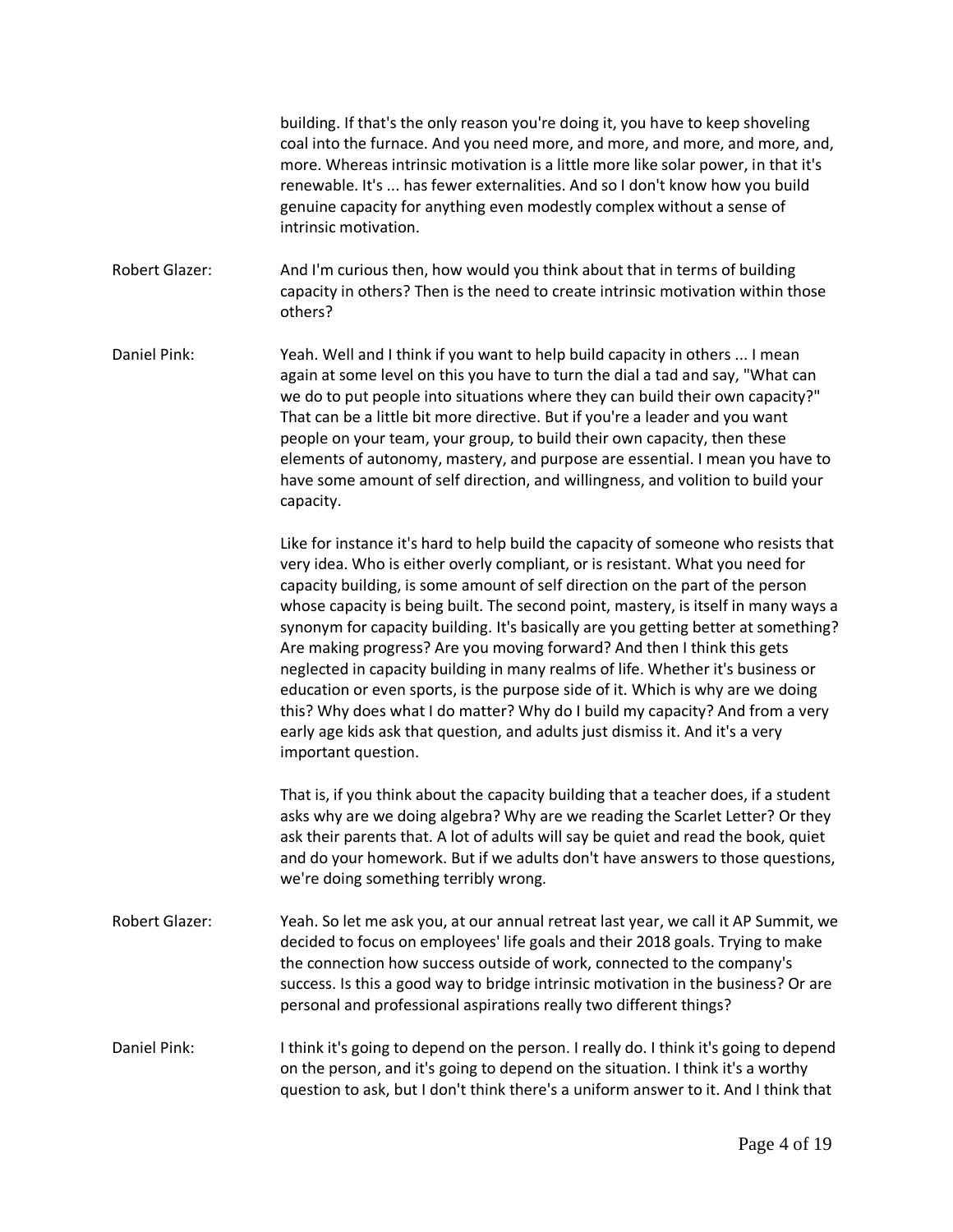building. If that's the only reason you're doing it, you have to keep shoveling coal into the furnace. And you need more, and more, and more, and more, and, more. Whereas intrinsic motivation is a little more like solar power, in that it's renewable. It's ... has fewer externalities. And so I don't know how you build genuine capacity for anything even modestly complex without a sense of intrinsic motivation.

**Robert Glazer:** And I'm curious then, how would you think about that in terms of building capacity in others? Then is the need to create intrinsic motivation within those others?

**Daniel Pink:** Yeah. Well and I think if you want to help build capacity in others ... I mean again at some level on this you have to turn the dial a tad and say, "What can we do to put people into situations where they can build their own capacity?" That can be a little bit more directive. But if you're a leader and you want people on your team, your group, to build their own capacity, then these elements of autonomy, mastery, and purpose are essential. I mean you have to have some amount of self direction, and willingness, and volition to build your capacity.

Like for instance it's hard to help build the capacity of someone who resists that very idea. Who is either overly compliant, or is resistant. What you need for capacity building, is some amount of self direction on the part of the person whose capacity is being built. The second point, mastery, is itself in many ways a synonym for capacity building. It's basically are you getting better at something? Are making progress? Are you moving forward? And then I think this gets neglected in capacity building in many realms of life. Whether it's business or education or even sports, is the purpose side of it. Which is why are we doing this? Why does what I do matter? Why do I build my capacity? And from a very early age kids ask that question, and adults just dismiss it. And it's a very important question.

That is, if you think about the capacity building that a teacher does, if a student asks why are we doing algebra? Why are we reading the Scarlet Letter? Or they ask their parents that. A lot of adults will say be quiet and read the book, quiet and do your homework. But if we adults don't have answers to those questions, we're doing something terribly wrong.

**Robert Glazer:** Yeah. So let me ask you, at our annual retreat last year, we call it AP Summit, we decided to focus on employees' life goals and their 2018 goals. Trying to make the connection how success outside of work, connected to the company's success. Is this a good way to bridge intrinsic motivation in the business? Or are personal and professional aspirations really two different things?

**Daniel Pink:** I think it's going to depend on the person. I really do. I think it's going to depend on the person, and it's going to depend on the situation. I think it's a worthy question to ask, but I don't think there's a uniform answer to it. And I think that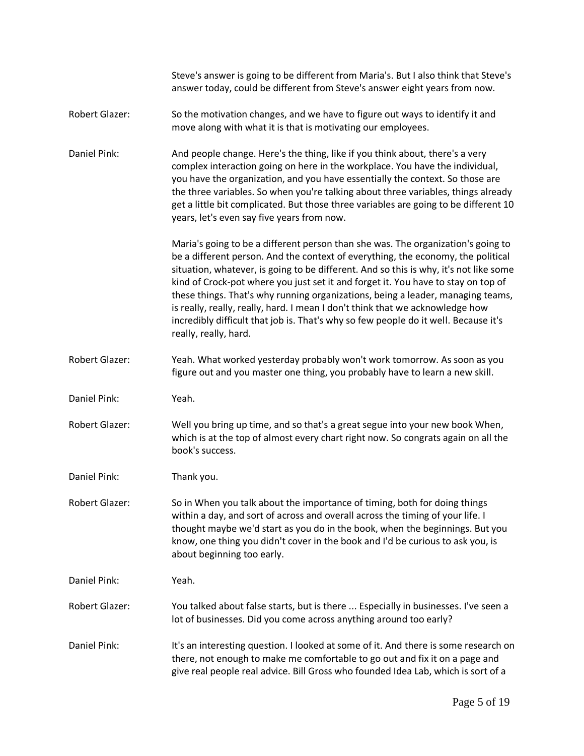Steve's answer is going to be different from Maria's. But I also think that Steve's answer today, could be different from Steve's answer eight years from now.

**Robert Glazer:** So the motivation changes, and we have to figure out ways to identify it and move along with what it is that is motivating our employees.

**Daniel Pink:** And people change. Here's the thing, like if you think about, there's a very complex interaction going on here in the workplace. You have the individual, you have the organization, and you have essentially the context. So those are the three variables. So when you're talking about three variables, things already get a little bit complicated. But those three variables are going to be different 10 years, let's even say five years from now.

Maria's going to be a different person than she was. The organization's going to be a different person. And the context of everything, the economy, the political situation, whatever, is going to be different. And so this is why, it's not like some kind of Crock-pot where you just set it and forget it. You have to stay on top of these things. That's why running organizations, being a leader, managing teams, is really, really, really, hard. I mean I don't think that we acknowledge how incredibly difficult that job is. That's why so few people do it well. Because it's really, really, hard.

**Robert Glazer:** Yeah. What worked yesterday probably won't work tomorrow. As soon as you figure out and you master one thing, you probably have to learn a new skill.

**Daniel Pink:** Yeah.

**Robert Glazer:** Well you bring up time, and so that's a great segue into your new book When, which is at the top of almost every chart right now. So congrats again on all the book's success.

**Daniel Pink:** Thank you.

**Robert Glazer:** So in When you talk about the importance of timing, both for doing things within a day, and sort of across and overall across the timing of your life. I thought maybe we'd start as you do in the book, when the beginnings. But you know, one thing you didn't cover in the book and I'd be curious to ask you, is about beginning too early.

**Daniel Pink:** Yeah.

**Robert Glazer:** You talked about false starts, but is there ... Especially in businesses. I've seen a lot of businesses. Did you come across anything around too early?

**Daniel Pink:** It's an interesting question. I looked at some of it. And there is some research on there, not enough to make me comfortable to go out and fix it on a page and give real people real advice. Bill Gross who founded Idea Lab, which is sort of a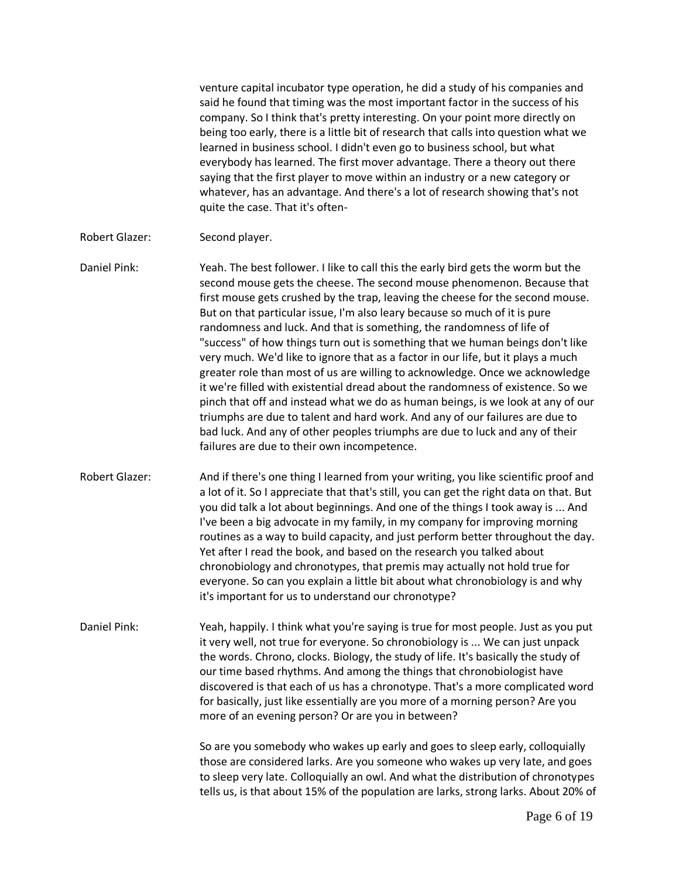venture capital incubator type operation, he did a study of his companies and said he found that timing was the most important factor in the success of his company. So I think that's pretty interesting. On your point more directly on being too early, there is a little bit of research that calls into question what we learned in business school. I didn't even go to business school, but what everybody has learned. The first mover advantage. There a theory out there saying that the first player to move within an industry or a new category or whatever, has an advantage. And there's a lot of research showing that's not quite the case. That it's often-

**Robert Glazer:** Second player.

**Daniel Pink:** Yeah. The best follower. I like to call this the early bird gets the worm but the second mouse gets the cheese. The second mouse phenomenon. Because that first mouse gets crushed by the trap, leaving the cheese for the second mouse. But on that particular issue, I'm also leary because so much of it is pure randomness and luck. And that is something, the randomness of life of "success" of how things turn out is something that we human beings don't like very much. We'd like to ignore that as a factor in our life, but it plays a much greater role than most of us are willing to acknowledge. Once we acknowledge it we're filled with existential dread about the randomness of existence. So we pinch that off and instead what we do as human beings, is we look at any of our triumphs are due to talent and hard work. And any of our failures are due to bad luck. And any of other peoples triumphs are due to luck and any of their failures are due to their own incompetence.

**Robert Glazer:** And if there's one thing I learned from your writing, you like scientific proof and a lot of it. So I appreciate that that's still, you can get the right data on that. But you did talk a lot about beginnings. And one of the things I took away is ... And I've been a big advocate in my family, in my company for improving morning routines as a way to build capacity, and just perform better throughout the day. Yet after I read the book, and based on the research you talked about chronobiology and chronotypes, that premis may actually not hold true for everyone. So can you explain a little bit about what chronobiology is and why it's important for us to understand our chronotype?

**Daniel Pink:** Yeah, happily. I think what you're saying is true for most people. Just as you put it very well, not true for everyone. So chronobiology is ... We can just unpack the words. Chrono, clocks. Biology, the study of life. It's basically the study of our time based rhythms. And among the things that chronobiologist have discovered is that each of us has a chronotype. That's a more complicated word for basically, just like essentially are you more of a morning person? Are you more of an evening person? Or are you in between?

So are you somebody who wakes up early and goes to sleep early, colloquially those are considered larks. Are you someone who wakes up very late, and goes to sleep very late. Colloquially an owl. And what the distribution of chronotypes tells us, is that about 15% of the population are larks, strong larks. About 20% of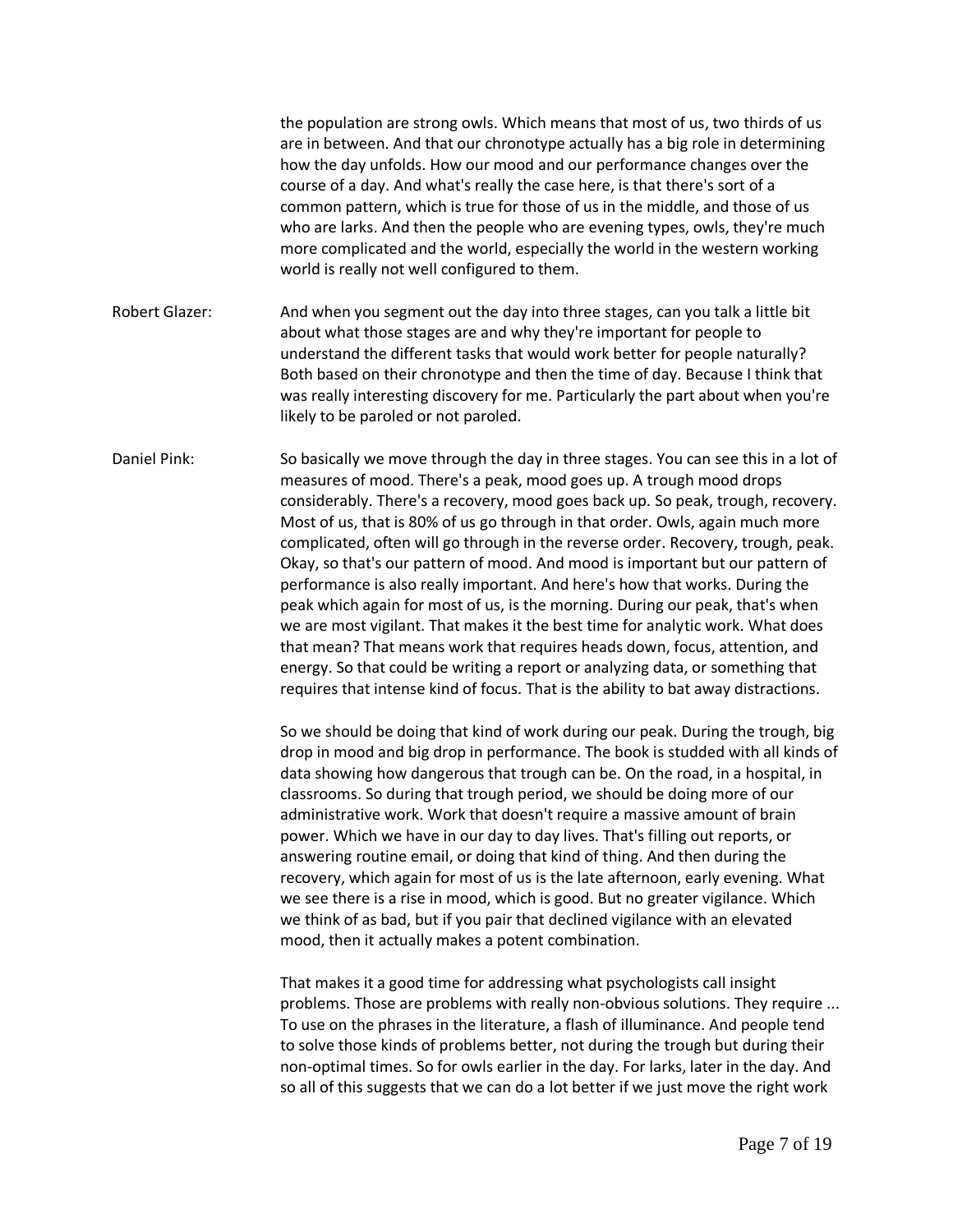the population are strong owls. Which means that most of us, two thirds of us are in between. And that our chronotype actually has a big role in determining how the day unfolds. How our mood and our performance changes over the course of a day. And what's really the case here, is that there's sort of a common pattern, which is true for those of us in the middle, and those of us who are larks. And then the people who are evening types, owls, they're much more complicated and the world, especially the world in the western working world is really not well configured to them.

**Robert Glazer:** And when you segment out the day into three stages, can you talk a little bit about what those stages are and why they're important for people to understand the different tasks that would work better for people naturally? Both based on their chronotype and then the time of day. Because I think that was really interesting discovery for me. Particularly the part about when you're likely to be paroled or not paroled.

**Daniel Pink:** So basically we move through the day in three stages. You can see this in a lot of measures of mood. There's a peak, mood goes up. A trough mood drops considerably. There's a recovery, mood goes back up. So peak, trough, recovery. Most of us, that is 80% of us go through in that order. Owls, again much more complicated, often will go through in the reverse order. Recovery, trough, peak. Okay, so that's our pattern of mood. And mood is important but our pattern of performance is also really important. And here's how that works. During the peak which again for most of us, is the morning. During our peak, that's when we are most vigilant. That makes it the best time for analytic work. What does that mean? That means work that requires heads down, focus, attention, and energy. So that could be writing a report or analyzing data, or something that requires that intense kind of focus. That is the ability to bat away distractions.

So we should be doing that kind of work during our peak. During the trough, big drop in mood and big drop in performance. The book is studded with all kinds of data showing how dangerous that trough can be. On the road, in a hospital, in classrooms. So during that trough period, we should be doing more of our administrative work. Work that doesn't require a massive amount of brain power. Which we have in our day to day lives. That's filling out reports, or answering routine email, or doing that kind of thing. And then during the recovery, which again for most of us is the late afternoon, early evening. What we see there is a rise in mood, which is good. But no greater vigilance. Which we think of as bad, but if you pair that declined vigilance with an elevated mood, then it actually makes a potent combination.

That makes it a good time for addressing what psychologists call insight problems. Those are problems with really non-obvious solutions. They require ... To use on the phrases in the literature, a flash of illuminance. And people tend to solve those kinds of problems better, not during the trough but during their non-optimal times. So for owls earlier in the day. For larks, later in the day. And so all of this suggests that we can do a lot better if we just move the right work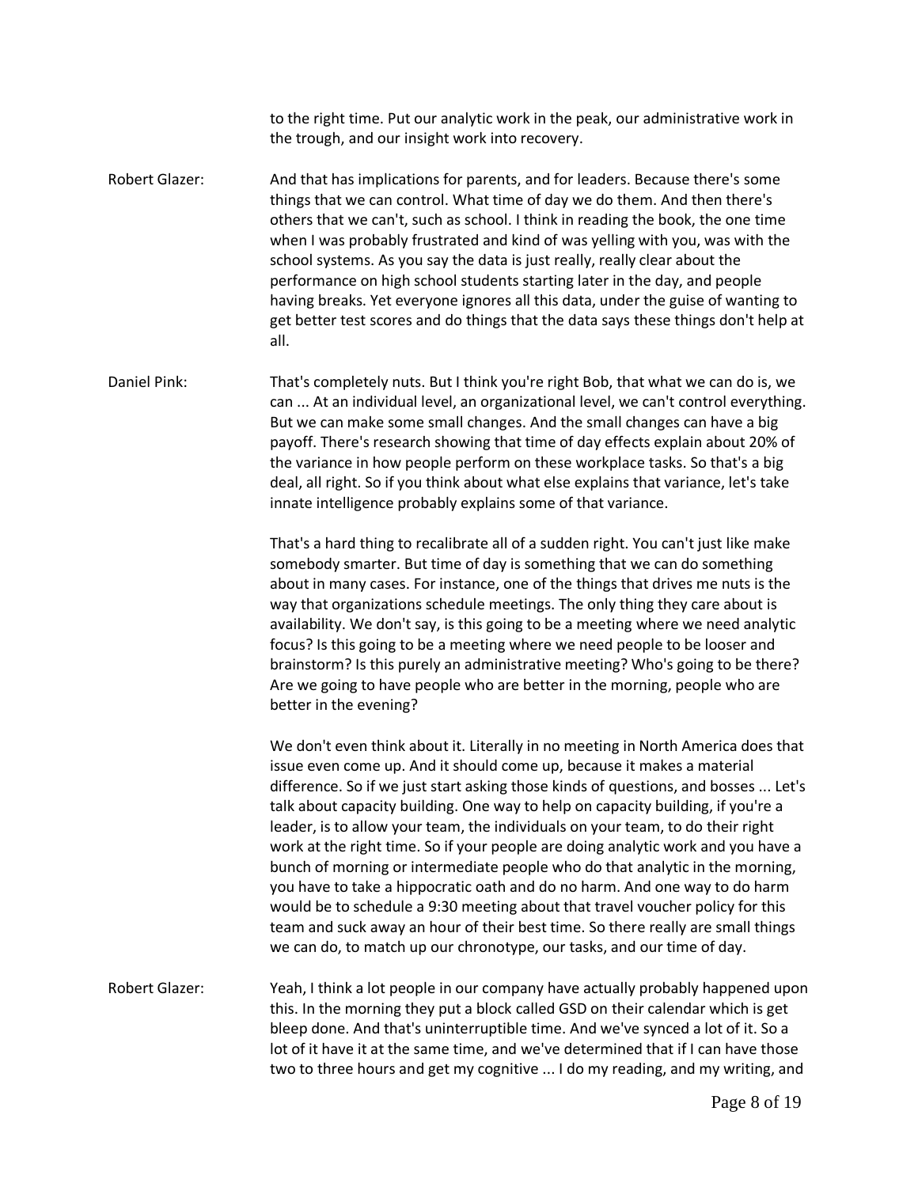to the right time. Put our analytic work in the peak, our administrative work in the trough, and our insight work into recovery.

**Robert Glazer:** And that has implications for parents, and for leaders. Because there's some things that we can control. What time of day we do them. And then there's others that we can't, such as school. I think in reading the book, the one time when I was probably frustrated and kind of was yelling with you, was with the school systems. As you say the data is just really, really clear about the performance on high school students starting later in the day, and people having breaks. Yet everyone ignores all this data, under the guise of wanting to get better test scores and do things that the data says these things don't help at all.

**Daniel Pink:** That's completely nuts. But I think you're right Bob, that what we can do is, we can ... At an individual level, an organizational level, we can't control everything. But we can make some small changes. And the small changes can have a big payoff. There's research showing that time of day effects explain about 20% of the variance in how people perform on these workplace tasks. So that's a big deal, all right. So if you think about what else explains that variance, let's take innate intelligence probably explains some of that variance.

That's a hard thing to recalibrate all of a sudden right. You can't just like make somebody smarter. But time of day is something that we can do something about in many cases. For instance, one of the things that drives me nuts is the way that organizations schedule meetings. The only thing they care about is availability. We don't say, is this going to be a meeting where we need analytic focus? Is this going to be a meeting where we need people to be looser and brainstorm? Is this purely an administrative meeting? Who's going to be there? Are we going to have people who are better in the morning, people who are better in the evening?

We don't even think about it. Literally in no meeting in North America does that issue even come up. And it should come up, because it makes a material difference. So if we just start asking those kinds of questions, and bosses ... Let's talk about capacity building. One way to help on capacity building, if you're a leader, is to allow your team, the individuals on your team, to do their right work at the right time. So if your people are doing analytic work and you have a bunch of morning or intermediate people who do that analytic in the morning, you have to take a hippocratic oath and do no harm. And one way to do harm would be to schedule a 9:30 meeting about that travel voucher policy for this team and suck away an hour of their best time. So there really are small things we can do, to match up our chronotype, our tasks, and our time of day.

**Robert Glazer:** Yeah, I think a lot people in our company have actually probably happened upon this. In the morning they put a block called GSD on their calendar which is get bleep done. And that's uninterruptible time. And we've synced a lot of it. So a lot of it have it at the same time, and we've determined that if I can have those two to three hours and get my cognitive ... I do my reading, and my writing, and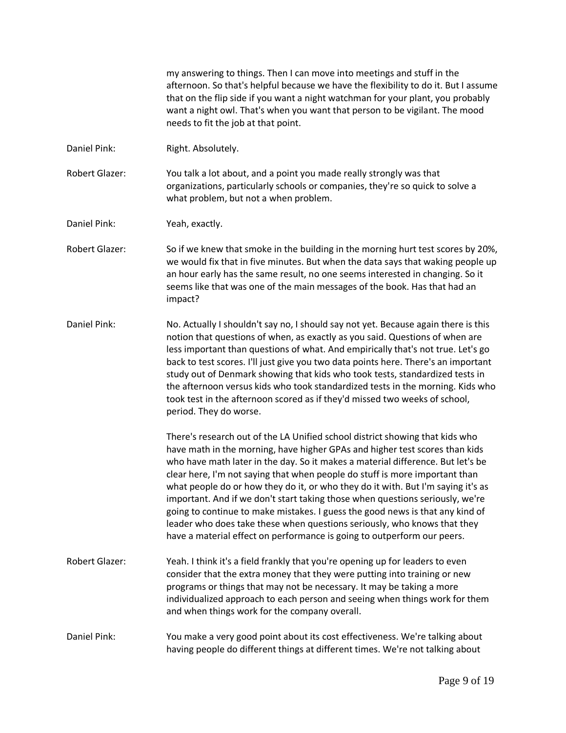my answering to things. Then I can move into meetings and stuff in the afternoon. So that's helpful because we have the flexibility to do it. But I assume that on the flip side if you want a night watchman for your plant, you probably want a night owl. That's when you want that person to be vigilant. The mood needs to fit the job at that point.

Daniel Pink: Right. Absolutely.

Robert Glazer: You talk a lot about, and a point you made really strongly was that organizations, particularly schools or companies, they're so quick to solve a what problem, but not a when problem.

Daniel Pink: Yeah, exactly.

Robert Glazer: So if we knew that smoke in the building in the morning hurt test scores by 20%, we would fix that in five minutes. But when the data says that waking people up an hour early has the same result, no one seems interested in changing. So it seems like that was one of the main messages of the book. Has that had an impact?

Daniel Pink: No. Actually I shouldn't say no, I should say not yet. Because again there is this notion that questions of when, as exactly as you said. Questions of when are less important than questions of what. And empirically that's not true. Let's go back to test scores. I'll just give you two data points here. There's an important study out of Denmark showing that kids who took tests, standardized tests in the afternoon versus kids who took standardized tests in the morning. Kids who took test in the afternoon scored as if they'd missed two weeks of school, period. They do worse.

There's research out of the LA Unified school district showing that kids who have math in the morning, have higher GPAs and higher test scores than kids who have math later in the day. So it makes a material difference. But let's be clear here, I'm not saying that when people do stuff is more important than what people do or how they do it, or who they do it with. But I'm saying it's as important. And if we don't start taking those when questions seriously, we're going to continue to make mistakes. I guess the good news is that any kind of leader who does take these when questions seriously, who knows that they have a material effect on performance is going to outperform our peers.

Robert Glazer: Yeah. I think it's a field frankly that you're opening up for leaders to even consider that the extra money that they were putting into training or new programs or things that may not be necessary. It may be taking a more individualized approach to each person and seeing when things work for them and when things work for the company overall.

Daniel Pink: You make a very good point about its cost effectiveness. We're talking about having people do different things at different times. We're not talking about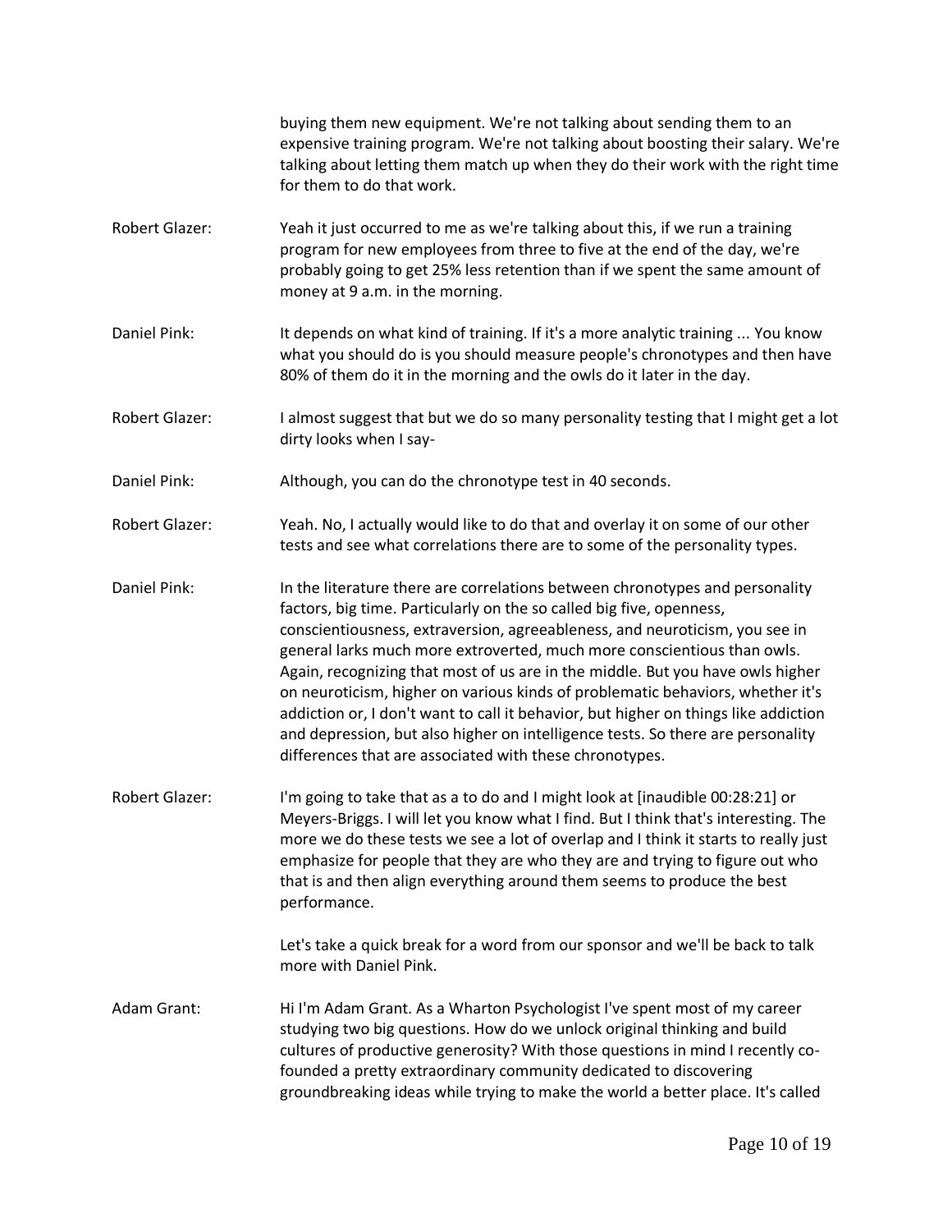buying them new equipment. We're not talking about sending them to an expensive training program. We're not talking about boosting their salary. We're talking about letting them match up when they do their work with the right time for them to do that work.

**Robert Glazer:** Yeah it just occurred to me as we're talking about this, if we run a training program for new employees from three to five at the end of the day, we're probably going to get 25% less retention than if we spent the same amount of money at 9 a.m. in the morning.

**Daniel Pink:** It depends on what kind of training. If it's a more analytic training ... You know what you should do is you should measure people's chronotypes and then have 80% of them do it in the morning and the owls do it later in the day.

**Robert Glazer:** I almost suggest that but we do so many personality testing that I might get a lot dirty looks when I say-

**Daniel Pink:** Although, you can do the chronotype test in 40 seconds.

**Robert Glazer:** Yeah. No, I actually would like to do that and overlay it on some of our other tests and see what correlations there are to some of the personality types.

**Daniel Pink:** In the literature there are correlations between chronotypes and personality factors, big time. Particularly on the so called big five, openness, conscientiousness, extraversion, agreeableness, and neuroticism, you see in general larks much more extroverted, much more conscientious than owls. Again, recognizing that most of us are in the middle. But you have owls higher on neuroticism, higher on various kinds of problematic behaviors, whether it's addiction or, I don't want to call it behavior, but higher on things like addiction and depression, but also higher on intelligence tests. So there are personality differences that are associated with these chronotypes.

**Robert Glazer:** I'm going to take that as a to do and I might look at [inaudible 00:28:21] or Meyers-Briggs. I will let you know what I find. But I think that's interesting. The more we do these tests we see a lot of overlap and I think it starts to really just emphasize for people that they are who they are and trying to figure out who that is and then align everything around them seems to produce the best performance.

Let's take a quick break for a word from our sponsor and we'll be back to talk more with Daniel Pink.

**Adam Grant:** Hi I'm Adam Grant. As a Wharton Psychologist I've spent most of my career studying two big questions. How do we unlock original thinking and build cultures of productive generosity? With those questions in mind I recently co-founded a pretty extraordinary community dedicated to discovering groundbreaking ideas while trying to make the world a better place. It's called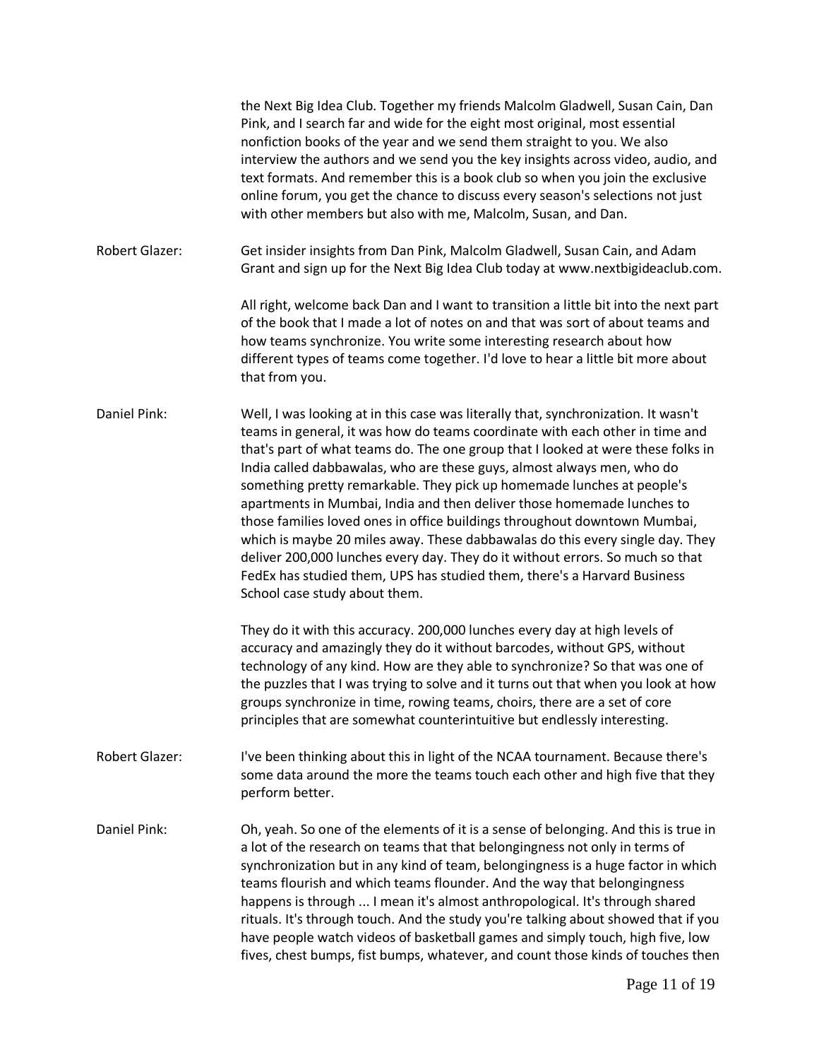the Next Big Idea Club. Together my friends Malcolm Gladwell, Susan Cain, Dan Pink, and I search far and wide for the eight most original, most essential nonfiction books of the year and we send them straight to you. We also interview the authors and we send you the key insights across video, audio, and text formats. And remember this is a book club so when you join the exclusive online forum, you get the chance to discuss every season's selections not just with other members but also with me, Malcolm, Susan, and Dan.

Robert Glazer: Get insider insights from Dan Pink, Malcolm Gladwell, Susan Cain, and Adam Grant and sign up for the Next Big Idea Club today at www.nextbigideaclub.com.

All right, welcome back Dan and I want to transition a little bit into the next part of the book that I made a lot of notes on and that was sort of about teams and how teams synchronize. You write some interesting research about how different types of teams come together. I'd love to hear a little bit more about that from you.

Daniel Pink: Well, I was looking at in this case was literally that, synchronization. It wasn't teams in general, it was how do teams coordinate with each other in time and that's part of what teams do. The one group that I looked at were these folks in India called dabbawalas, who are these guys, almost always men, who do something pretty remarkable. They pick up homemade lunches at people's apartments in Mumbai, India and then deliver those homemade lunches to those families loved ones in office buildings throughout downtown Mumbai, which is maybe 20 miles away. These dabbawalas do this every single day. They deliver 200,000 lunches every day. They do it without errors. So much so that FedEx has studied them, UPS has studied them, there's a Harvard Business School case study about them.

They do it with this accuracy. 200,000 lunches every day at high levels of accuracy and amazingly they do it without barcodes, without GPS, without technology of any kind. How are they able to synchronize? So that was one of the puzzles that I was trying to solve and it turns out that when you look at how groups synchronize in time, rowing teams, choirs, there are a set of core principles that are somewhat counterintuitive but endlessly interesting.

Robert Glazer: I've been thinking about this in light of the NCAA tournament. Because there's some data around the more the teams touch each other and high five that they perform better.

Daniel Pink: Oh, yeah. So one of the elements of it is a sense of belonging. And this is true in a lot of the research on teams that that belongingness not only in terms of synchronization but in any kind of team, belongingness is a huge factor in which teams flourish and which teams flounder. And the way that belongingness happens is through ... I mean it's almost anthropological. It's through shared rituals. It's through touch. And the study you're talking about showed that if you have people watch videos of basketball games and simply touch, high five, low fives, chest bumps, fist bumps, whatever, and count those kinds of touches then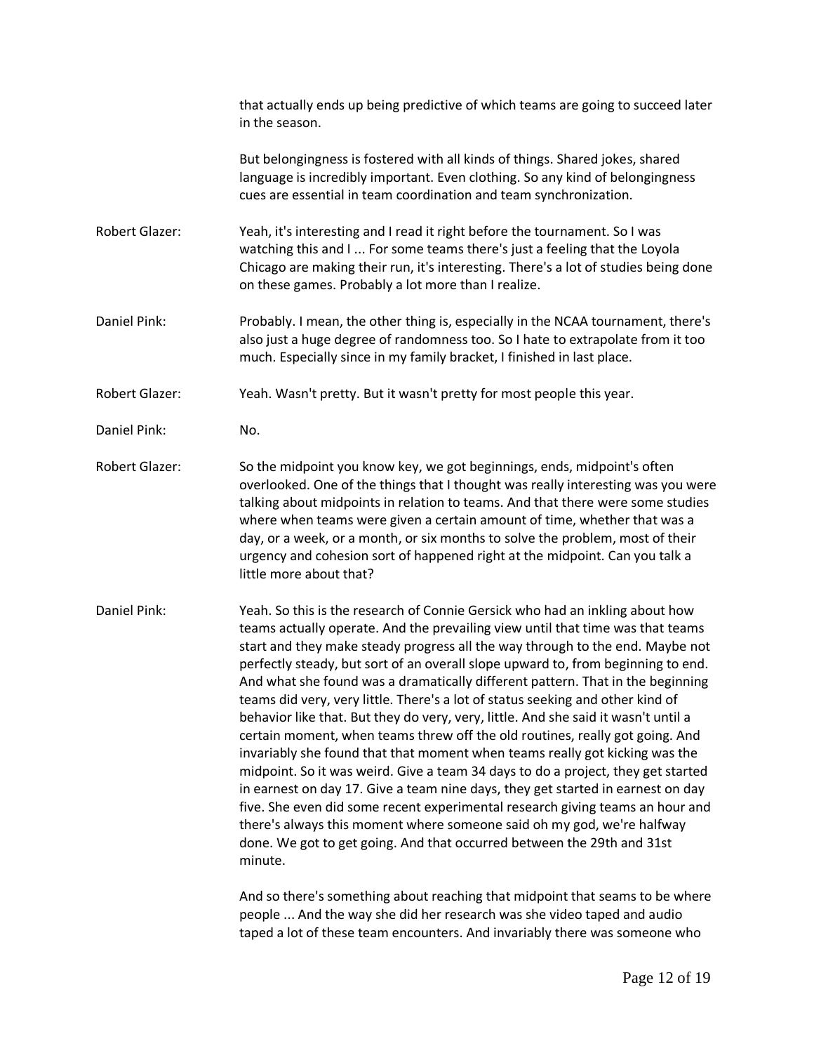that actually ends up being predictive of which teams are going to succeed later in the season.

But belongingness is fostered with all kinds of things. Shared jokes, shared language is incredibly important. Even clothing. So any kind of belongingness cues are essential in team coordination and team synchronization.

**Robert Glazer:** Yeah, it's interesting and I read it right before the tournament. So I was watching this and I ... For some teams there's just a feeling that the Loyola Chicago are making their run, it's interesting. There's a lot of studies being done on these games. Probably a lot more than I realize.

**Daniel Pink:** Probably. I mean, the other thing is, especially in the NCAA tournament, there's also just a huge degree of randomness too. So I hate to extrapolate from it too much. Especially since in my family bracket, I finished in last place.

**Robert Glazer:** Yeah. Wasn't pretty. But it wasn't pretty for most people this year.

**Daniel Pink:** No.

**Robert Glazer:** So the midpoint you know key, we got beginnings, ends, midpoint's often overlooked. One of the things that I thought was really interesting was you were talking about midpoints in relation to teams. And that there were some studies where when teams were given a certain amount of time, whether that was a day, or a week, or a month, or six months to solve the problem, most of their urgency and cohesion sort of happened right at the midpoint. Can you talk a little more about that?

**Daniel Pink:** Yeah. So this is the research of Connie Gersick who had an inkling about how teams actually operate. And the prevailing view until that time was that teams start and they make steady progress all the way through to the end. Maybe not perfectly steady, but sort of an overall slope upward to, from beginning to end. And what she found was a dramatically different pattern. That in the beginning teams did very, very little. There's a lot of status seeking and other kind of behavior like that. But they do very, very, little. And she said it wasn't until a certain moment, when teams threw off the old routines, really got going. And invariably she found that that moment when teams really got kicking was the midpoint. So it was weird. Give a team 34 days to do a project, they get started in earnest on day 17. Give a team nine days, they get started in earnest on day five. She even did some recent experimental research giving teams an hour and there's always this moment where someone said oh my god, we're halfway done. We got to get going. And that occurred between the 29th and 31st minute.

And so there's something about reaching that midpoint that seams to be where people ... And the way she did her research was she video taped and audio taped a lot of these team encounters. And invariably there was someone who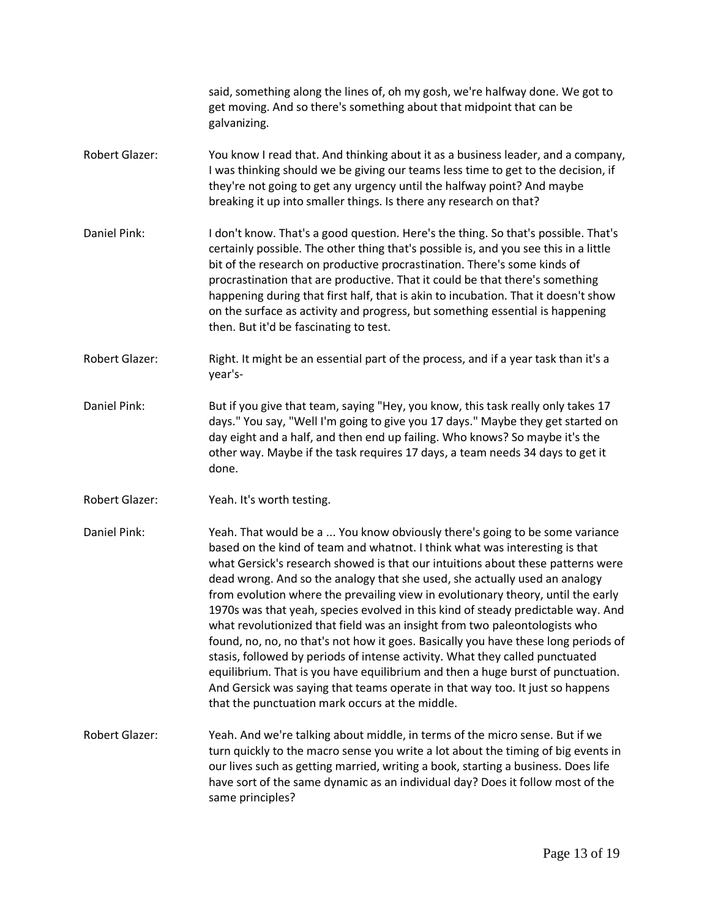said, something along the lines of, oh my gosh, we're halfway done. We got to get moving. And so there's something about that midpoint that can be galvanizing.

**Robert Glazer:** You know I read that. And thinking about it as a business leader, and a company, I was thinking should we be giving our teams less time to get to the decision, if they're not going to get any urgency until the halfway point? And maybe breaking it up into smaller things. Is there any research on that?

**Daniel Pink:** I don't know. That's a good question. Here's the thing. So that's possible. That's certainly possible. The other thing that's possible is, and you see this in a little bit of the research on productive procrastination. There's some kinds of procrastination that are productive. That it could be that there's something happening during that first half, that is akin to incubation. That it doesn't show on the surface as activity and progress, but something essential is happening then. But it'd be fascinating to test.

**Robert Glazer:** Right. It might be an essential part of the process, and if a year task than it's a year's-

**Daniel Pink:** But if you give that team, saying "Hey, you know, this task really only takes 17 days." You say, "Well I'm going to give you 17 days." Maybe they get started on day eight and a half, and then end up failing. Who knows? So maybe it's the other way. Maybe if the task requires 17 days, a team needs 34 days to get it done.

**Robert Glazer:** Yeah. It's worth testing.

**Daniel Pink:** Yeah. That would be a ... You know obviously there's going to be some variance based on the kind of team and whatnot. I think what was interesting is that what Gersick's research showed is that our intuitions about these patterns were dead wrong. And so the analogy that she used, she actually used an analogy from evolution where the prevailing view in evolutionary theory, until the early 1970s was that yeah, species evolved in this kind of steady predictable way. And what revolutionized that field was an insight from two paleontologists who found, no, no, no that's not how it goes. Basically you have these long periods of stasis, followed by periods of intense activity. What they called punctuated equilibrium. That is you have equilibrium and then a huge burst of punctuation. And Gersick was saying that teams operate in that way too. It just so happens that the punctuation mark occurs at the middle.

**Robert Glazer:** Yeah. And we're talking about middle, in terms of the micro sense. But if we turn quickly to the macro sense you write a lot about the timing of big events in our lives such as getting married, writing a book, starting a business. Does life have sort of the same dynamic as an individual day? Does it follow most of the same principles?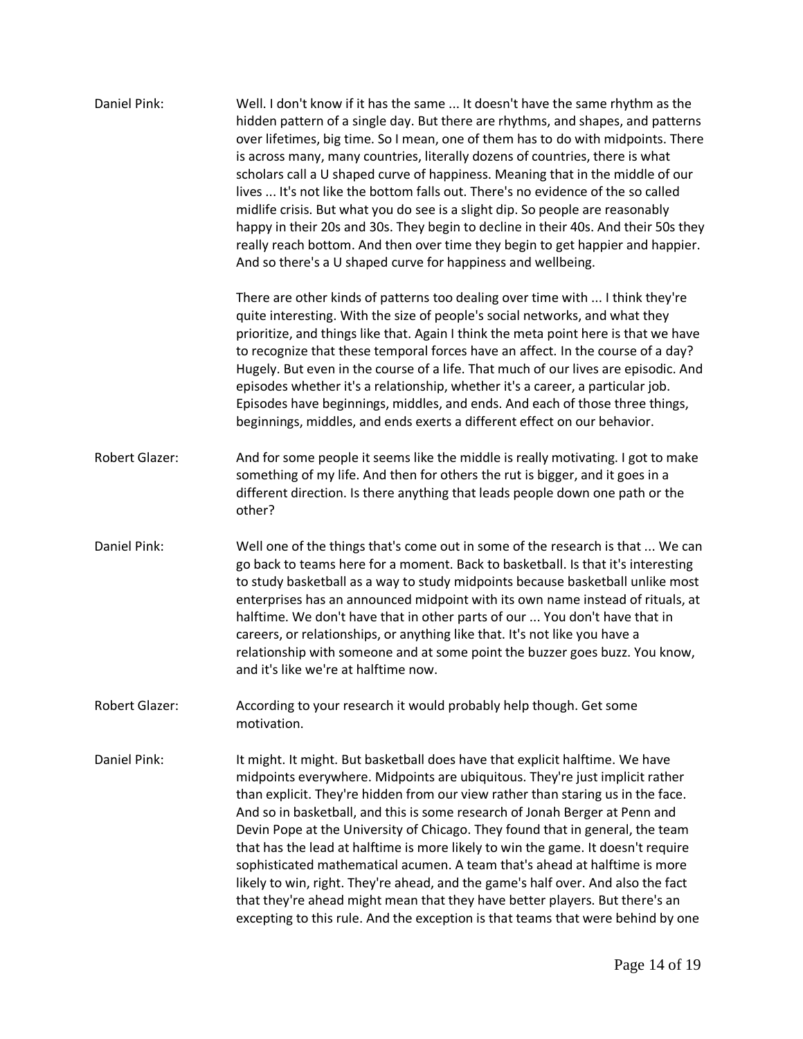**Daniel Pink:** Well. I don't know if it has the same ... It doesn't have the same rhythm as the hidden pattern of a single day. But there are rhythms, and shapes, and patterns over lifetimes, big time. So I mean, one of them has to do with midpoints. There is across many, many countries, literally dozens of countries, there is what scholars call a U shaped curve of happiness. Meaning that in the middle of our lives ... It's not like the bottom falls out. There's no evidence of the so called midlife crisis. But what you do see is a slight dip. So people are reasonably happy in their 20s and 30s. They begin to decline in their 40s. And their 50s they really reach bottom. And then over time they begin to get happier and happier. And so there's a U shaped curve for happiness and wellbeing.

There are other kinds of patterns too dealing over time with ... I think they're quite interesting. With the size of people's social networks, and what they prioritize, and things like that. Again I think the meta point here is that we have to recognize that these temporal forces have an affect. In the course of a day? Hugely. But even in the course of a life. That much of our lives are episodic. And episodes whether it's a relationship, whether it's a career, a particular job. Episodes have beginnings, middles, and ends. And each of those three things, beginnings, middles, and ends exerts a different effect on our behavior.

**Robert Glazer:** And for some people it seems like the middle is really motivating. I got to make something of my life. And then for others the rut is bigger, and it goes in a different direction. Is there anything that leads people down one path or the other?

**Daniel Pink:** Well one of the things that's come out in some of the research is that ... We can go back to teams here for a moment. Back to basketball. Is that it's interesting to study basketball as a way to study midpoints because basketball unlike most enterprises has an announced midpoint with its own name instead of rituals, at halftime. We don't have that in other parts of our ... You don't have that in careers, or relationships, or anything like that. It's not like you have a relationship with someone and at some point the buzzer goes buzz. You know, and it's like we're at halftime now.

**Robert Glazer:** According to your research it would probably help though. Get some motivation.

**Daniel Pink:** It might. It might. But basketball does have that explicit halftime. We have midpoints everywhere. Midpoints are ubiquitous. They're just implicit rather than explicit. They're hidden from our view rather than staring us in the face. And so in basketball, and this is some research of Jonah Berger at Penn and Devin Pope at the University of Chicago. They found that in general, the team that has the lead at halftime is more likely to win the game. It doesn't require sophisticated mathematical acumen. A team that's ahead at halftime is more likely to win, right. They're ahead, and the game's half over. And also the fact that they're ahead might mean that they have better players. But there's an excepting to this rule. And the exception is that teams that were behind by one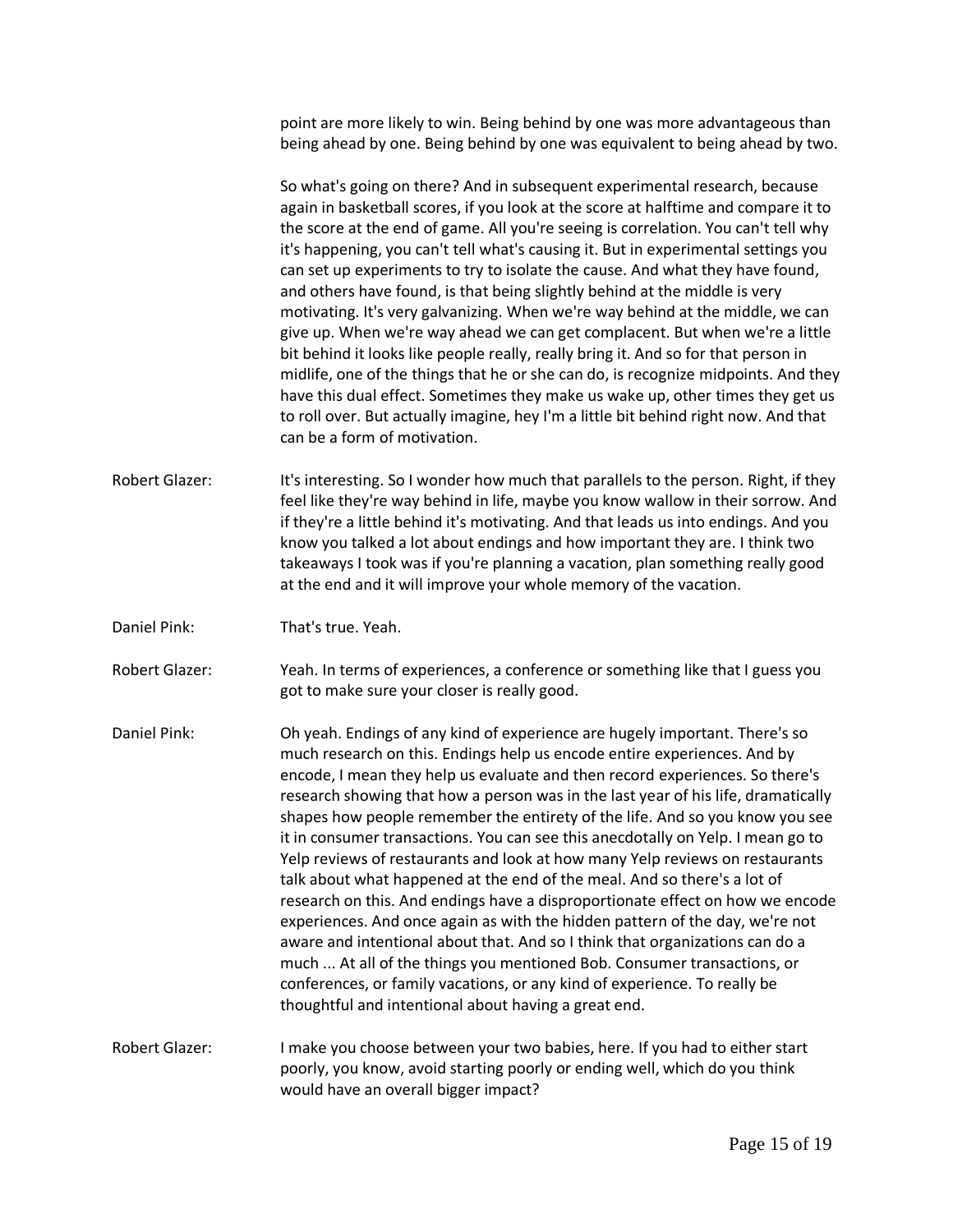point are more likely to win. Being behind by one was more advantageous than being ahead by one. Being behind by one was equivalent to being ahead by two.

So what's going on there? And in subsequent experimental research, because again in basketball scores, if you look at the score at halftime and compare it to the score at the end of game. All you're seeing is correlation. You can't tell why it's happening, you can't tell what's causing it. But in experimental settings you can set up experiments to try to isolate the cause. And what they have found, and others have found, is that being slightly behind at the middle is very motivating. It's very galvanizing. When we're way behind at the middle, we can give up. When we're way ahead we can get complacent. But when we're a little bit behind it looks like people really, really bring it. And so for that person in midlife, one of the things that he or she can do, is recognize midpoints. And they have this dual effect. Sometimes they make us wake up, other times they get us to roll over. But actually imagine, hey I'm a little bit behind right now. And that can be a form of motivation.

Robert Glazer: It's interesting. So I wonder how much that parallels to the person. Right, if they feel like they're way behind in life, maybe you know wallow in their sorrow. And if they're a little behind it's motivating. And that leads us into endings. And you know you talked a lot about endings and how important they are. I think two takeaways I took was if you're planning a vacation, plan something really good at the end and it will improve your whole memory of the vacation.

Daniel Pink: That's true. Yeah.

Robert Glazer: Yeah. In terms of experiences, a conference or something like that I guess you got to make sure your closer is really good.

Daniel Pink: Oh yeah. Endings of any kind of experience are hugely important. There's so much research on this. Endings help us encode entire experiences. And by encode, I mean they help us evaluate and then record experiences. So there's research showing that how a person was in the last year of his life, dramatically shapes how people remember the entirety of the life. And so you know you see it in consumer transactions. You can see this anecdotally on Yelp. I mean go to Yelp reviews of restaurants and look at how many Yelp reviews on restaurants talk about what happened at the end of the meal. And so there's a lot of research on this. And endings have a disproportionate effect on how we encode experiences. And once again as with the hidden pattern of the day, we're not aware and intentional about that. And so I think that organizations can do a much ... At all of the things you mentioned Bob. Consumer transactions, or conferences, or family vacations, or any kind of experience. To really be thoughtful and intentional about having a great end.

Robert Glazer: I make you choose between your two babies, here. If you had to either start poorly, you know, avoid starting poorly or ending well, which do you think would have an overall bigger impact?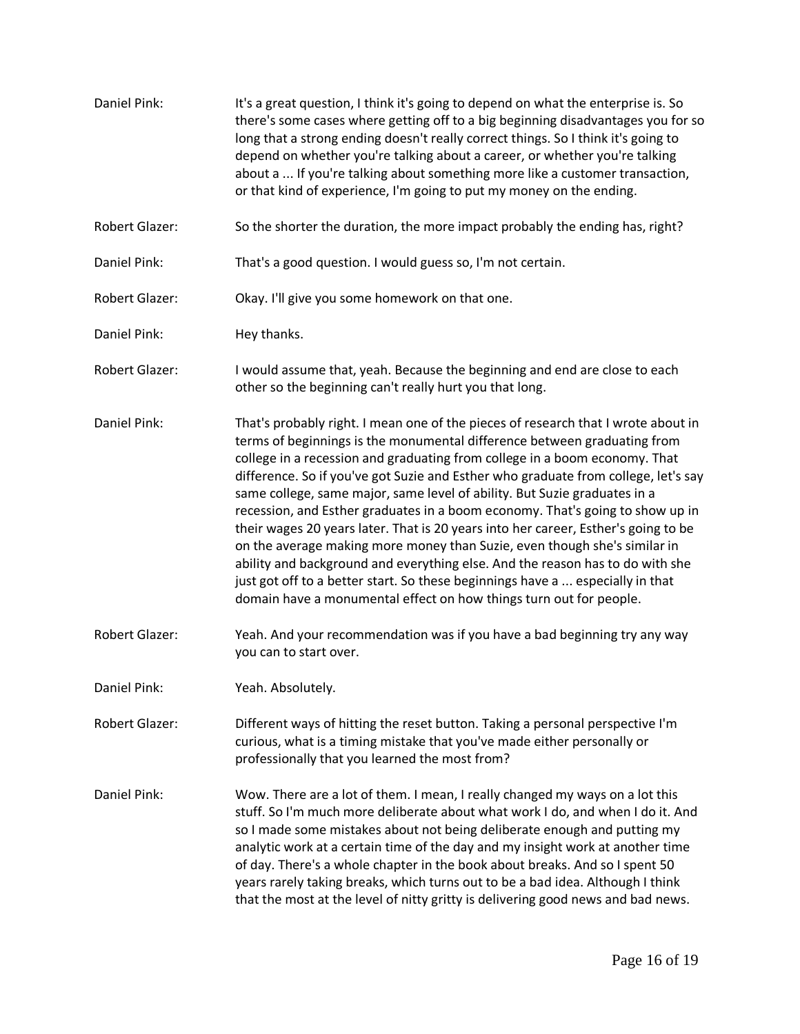Daniel Pink: It's a great question, I think it's going to depend on what the enterprise is. So there's some cases where getting off to a big beginning disadvantages you for so long that a strong ending doesn't really correct things. So I think it's going to depend on whether you're talking about a career, or whether you're talking about a ... If you're talking about something more like a customer transaction, or that kind of experience, I'm going to put my money on the ending.

Robert Glazer: So the shorter the duration, the more impact probably the ending has, right?

Daniel Pink: That's a good question. I would guess so, I'm not certain.

Robert Glazer: Okay. I'll give you some homework on that one.

Daniel Pink: Hey thanks.

Robert Glazer: I would assume that, yeah. Because the beginning and end are close to each other so the beginning can't really hurt you that long.

Daniel Pink: That's probably right. I mean one of the pieces of research that I wrote about in terms of beginnings is the monumental difference between graduating from college in a recession and graduating from college in a boom economy. That difference. So if you've got Suzie and Esther who graduate from college, let's say same college, same major, same level of ability. But Suzie graduates in a recession, and Esther graduates in a boom economy. That's going to show up in their wages 20 years later. That is 20 years into her career, Esther's going to be on the average making more money than Suzie, even though she's similar in ability and background and everything else. And the reason has to do with she just got off to a better start. So these beginnings have a ... especially in that domain have a monumental effect on how things turn out for people.

Robert Glazer: Yeah. And your recommendation was if you have a bad beginning try any way you can to start over.

Daniel Pink: Yeah. Absolutely.

Robert Glazer: Different ways of hitting the reset button. Taking a personal perspective I'm curious, what is a timing mistake that you've made either personally or professionally that you learned the most from?

Daniel Pink: Wow. There are a lot of them. I mean, I really changed my ways on a lot this stuff. So I'm much more deliberate about what work I do, and when I do it. And so I made some mistakes about not being deliberate enough and putting my analytic work at a certain time of the day and my insight work at another time of day. There's a whole chapter in the book about breaks. And so I spent 50 years rarely taking breaks, which turns out to be a bad idea. Although I think that the most at the level of nitty gritty is delivering good news and bad news.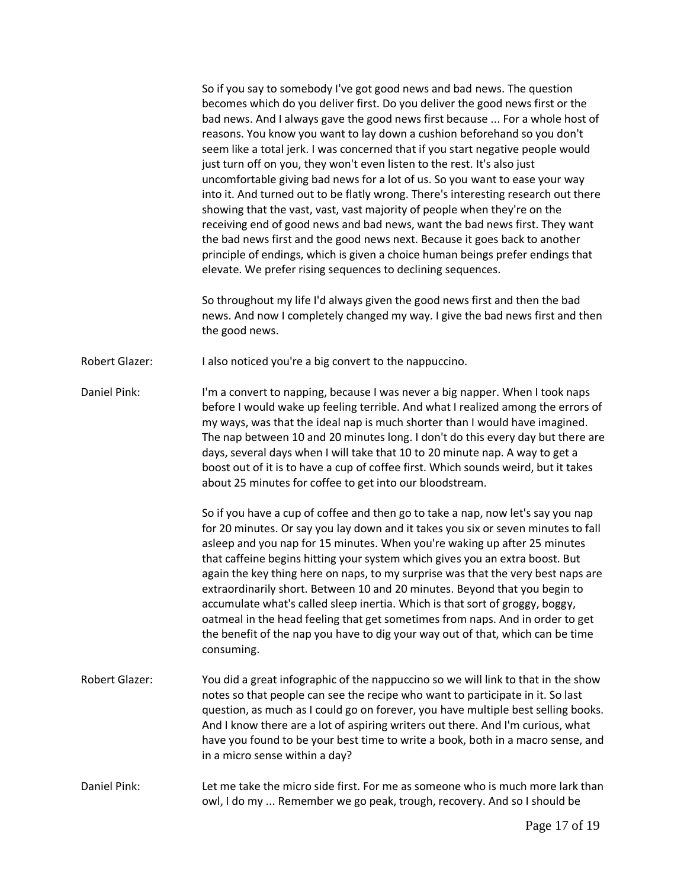So if you say to somebody I've got good news and bad news. The question becomes which do you deliver first. Do you deliver the good news first or the bad news. And I always gave the good news first because ... For a whole host of reasons. You know you want to lay down a cushion beforehand so you don't seem like a total jerk. I was concerned that if you start negative people would just turn off on you, they won't even listen to the rest. It's also just uncomfortable giving bad news for a lot of us. So you want to ease your way into it. And turned out to be flatly wrong. There's interesting research out there showing that the vast, vast, vast majority of people when they're on the receiving end of good news and bad news, want the bad news first. They want the bad news first and the good news next. Because it goes back to another principle of endings, which is given a choice human beings prefer endings that elevate. We prefer rising sequences to declining sequences.

So throughout my life I'd always given the good news first and then the bad news. And now I completely changed my way. I give the bad news first and then the good news.

**Robert Glazer:** I also noticed you're a big convert to the nappuccino.

**Daniel Pink:** I'm a convert to napping, because I was never a big napper. When I took naps before I would wake up feeling terrible. And what I realized among the errors of my ways, was that the ideal nap is much shorter than I would have imagined. The nap between 10 and 20 minutes long. I don't do this every day but there are days, several days when I will take that 10 to 20 minute nap. A way to get a boost out of it is to have a cup of coffee first. Which sounds weird, but it takes about 25 minutes for coffee to get into our bloodstream.

So if you have a cup of coffee and then go to take a nap, now let's say you nap for 20 minutes. Or say you lay down and it takes you six or seven minutes to fall asleep and you nap for 15 minutes. When you're waking up after 25 minutes that caffeine begins hitting your system which gives you an extra boost. But again the key thing here on naps, to my surprise was that the very best naps are extraordinarily short. Between 10 and 20 minutes. Beyond that you begin to accumulate what's called sleep inertia. Which is that sort of groggy, boggy, oatmeal in the head feeling that get sometimes from naps. And in order to get the benefit of the nap you have to dig your way out of that, which can be time consuming.

**Robert Glazer:** You did a great infographic of the nappuccino so we will link to that in the show notes so that people can see the recipe who want to participate in it. So last question, as much as I could go on forever, you have multiple best selling books. And I know there are a lot of aspiring writers out there. And I'm curious, what have you found to be your best time to write a book, both in a macro sense, and in a micro sense within a day?

**Daniel Pink:** Let me take the micro side first. For me as someone who is much more lark than owl, I do my ... Remember we go peak, trough, recovery. And so I should be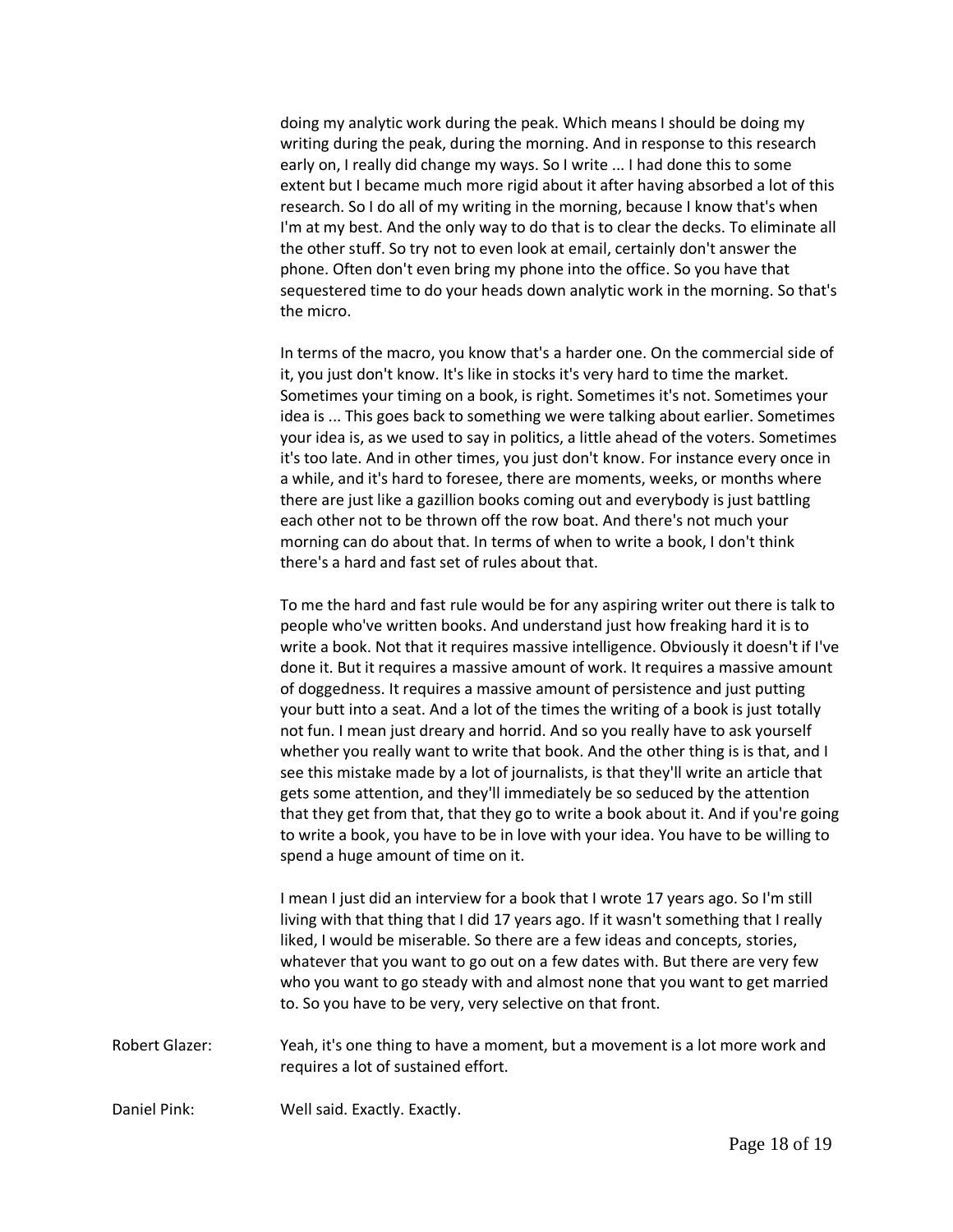doing my analytic work during the peak. Which means I should be doing my writing during the peak, during the morning. And in response to this research early on, I really did change my ways. So I write ... I had done this to some extent but I became much more rigid about it after having absorbed a lot of this research. So I do all of my writing in the morning, because I know that's when I'm at my best. And the only way to do that is to clear the decks. To eliminate all the other stuff. So try not to even look at email, certainly don't answer the phone. Often don't even bring my phone into the office. So you have that sequestered time to do your heads down analytic work in the morning. So that's the micro.

In terms of the macro, you know that's a harder one. On the commercial side of it, you just don't know. It's like in stocks it's very hard to time the market. Sometimes your timing on a book, is right. Sometimes it's not. Sometimes your idea is ... This goes back to something we were talking about earlier. Sometimes your idea is, as we used to say in politics, a little ahead of the voters. Sometimes it's too late. And in other times, you just don't know. For instance every once in a while, and it's hard to foresee, there are moments, weeks, or months where there are just like a gazillion books coming out and everybody is just battling each other not to be thrown off the row boat. And there's not much your morning can do about that. In terms of when to write a book, I don't think there's a hard and fast set of rules about that.

To me the hard and fast rule would be for any aspiring writer out there is talk to people who've written books. And understand just how freaking hard it is to write a book. Not that it requires massive intelligence. Obviously it doesn't if I've done it. But it requires a massive amount of work. It requires a massive amount of doggedness. It requires a massive amount of persistence and just putting your butt into a seat. And a lot of the times the writing of a book is just totally not fun. I mean just dreary and horrid. And so you really have to ask yourself whether you really want to write that book. And the other thing is is that, and I see this mistake made by a lot of journalists, is that they'll write an article that gets some attention, and they'll immediately be so seduced by the attention that they get from that, that they go to write a book about it. And if you're going to write a book, you have to be in love with your idea. You have to be willing to spend a huge amount of time on it.

I mean I just did an interview for a book that I wrote 17 years ago. So I'm still living with that thing that I did 17 years ago. If it wasn't something that I really liked, I would be miserable. So there are a few ideas and concepts, stories, whatever that you want to go out on a few dates with. But there are very few who you want to go steady with and almost none that you want to get married to. So you have to be very, very selective on that front.

Robert Glazer: Yeah, it's one thing to have a moment, but a movement is a lot more work and requires a lot of sustained effort.

Daniel Pink: Well said. Exactly. Exactly.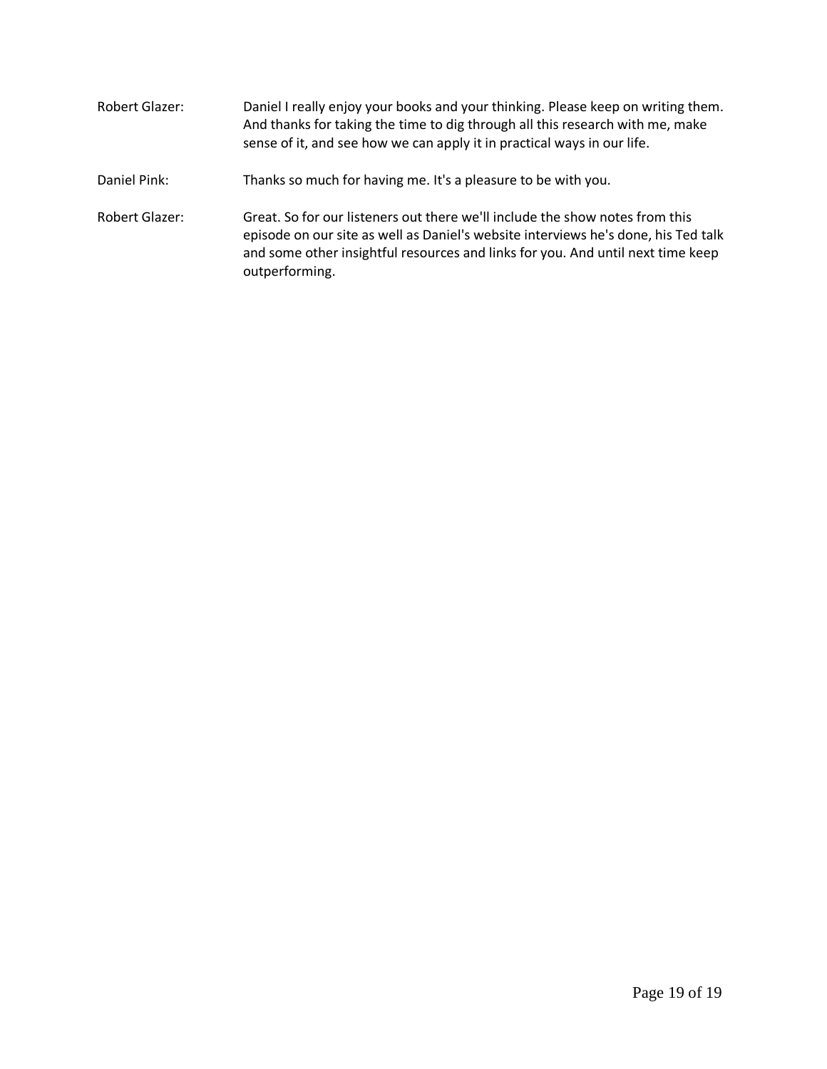Robert Glazer: Daniel I really enjoy your books and your thinking. Please keep on writing them. And thanks for taking the time to dig through all this research with me, make sense of it, and see how we can apply it in practical ways in our life.

Daniel Pink: Thanks so much for having me. It's a pleasure to be with you.

Robert Glazer: Great. So for our listeners out there we'll include the show notes from this episode on our site as well as Daniel's website interviews he's done, his Ted talk and some other insightful resources and links for you. And until next time keep outperforming.